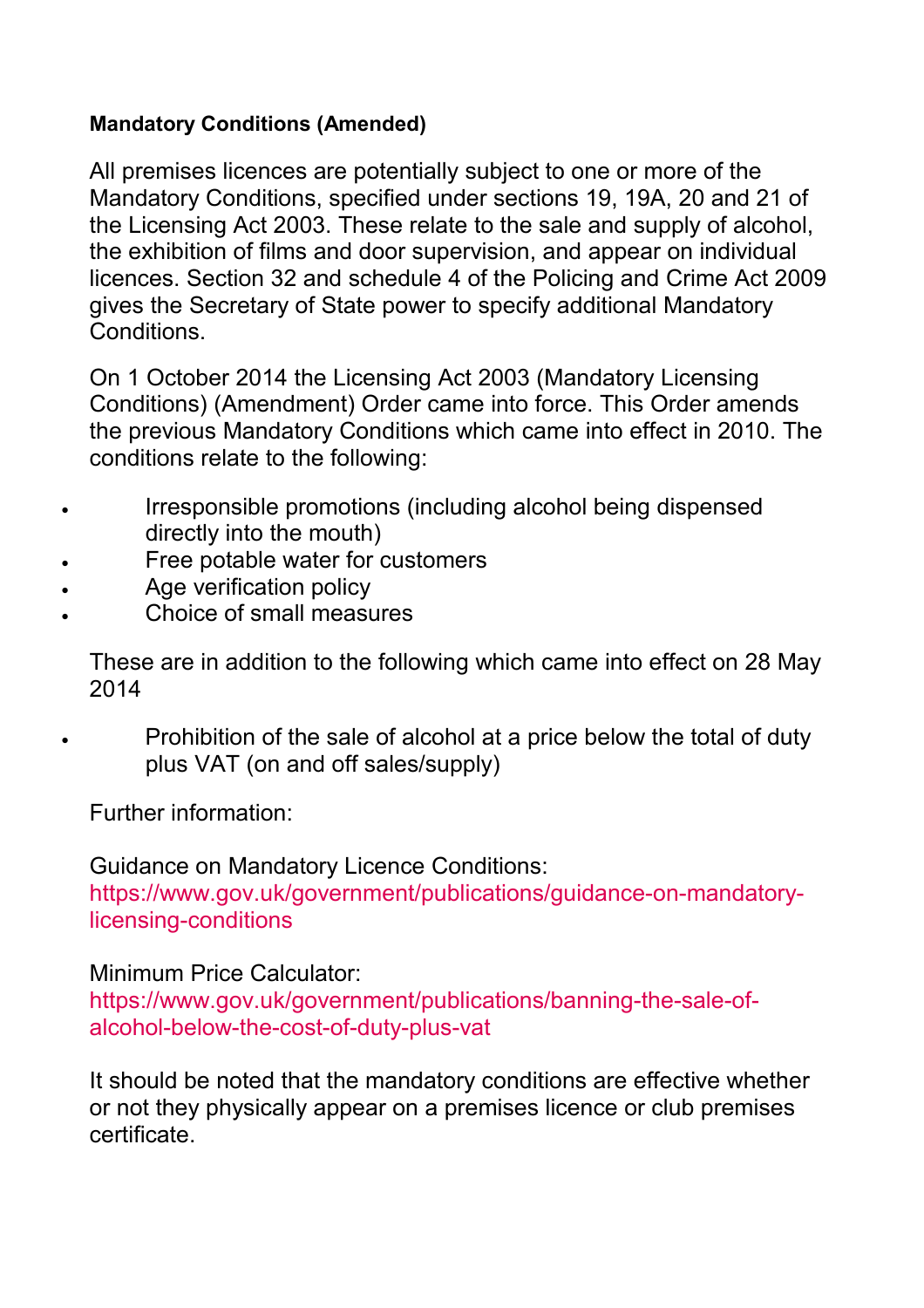**Mandatory Conditions (Amended)**

All premises licences are potentially subject to one or more of the Mandatory Conditions, specified under sections 19, 19A, 20 and 21 of the Licensing Act 2003. These relate to the sale and supply of alcohol, the exhibition of films and door supervision, and appear on individual licences. Section 32 and schedule 4 of the Policing and Crime Act 2009 gives the Secretary of State power to specify additional Mandatory Conditions.

On 1 October 2014 the Licensing Act 2003 (Mandatory Licensing Conditions) (Amendment) Order came into force. This Order amends the previous Mandatory Conditions which came into effect in 2010. The conditions relate to the following:

- Irresponsible promotions (including alcohol being dispensed directly into the mouth)
- Free potable water for customers
- Age verification policy
- Choice of small measures

These are in addition to the following which came into effect on 28 May 2014

- Prohibition of the sale of alcohol at a price below the total of duty plus VAT (on and off sales/supply)

Further information:

Guidance on Mandatory Licence Conditions:
https://www.gov.uk/government/publications/guidance-on-mandatory-licensing-conditions

Minimum Price Calculator:
https://www.gov.uk/government/publications/banning-the-sale-of-alcohol-below-the-cost-of-duty-plus-vat

It should be noted that the mandatory conditions are effective whether or not they physically appear on a premises licence or club premises certificate.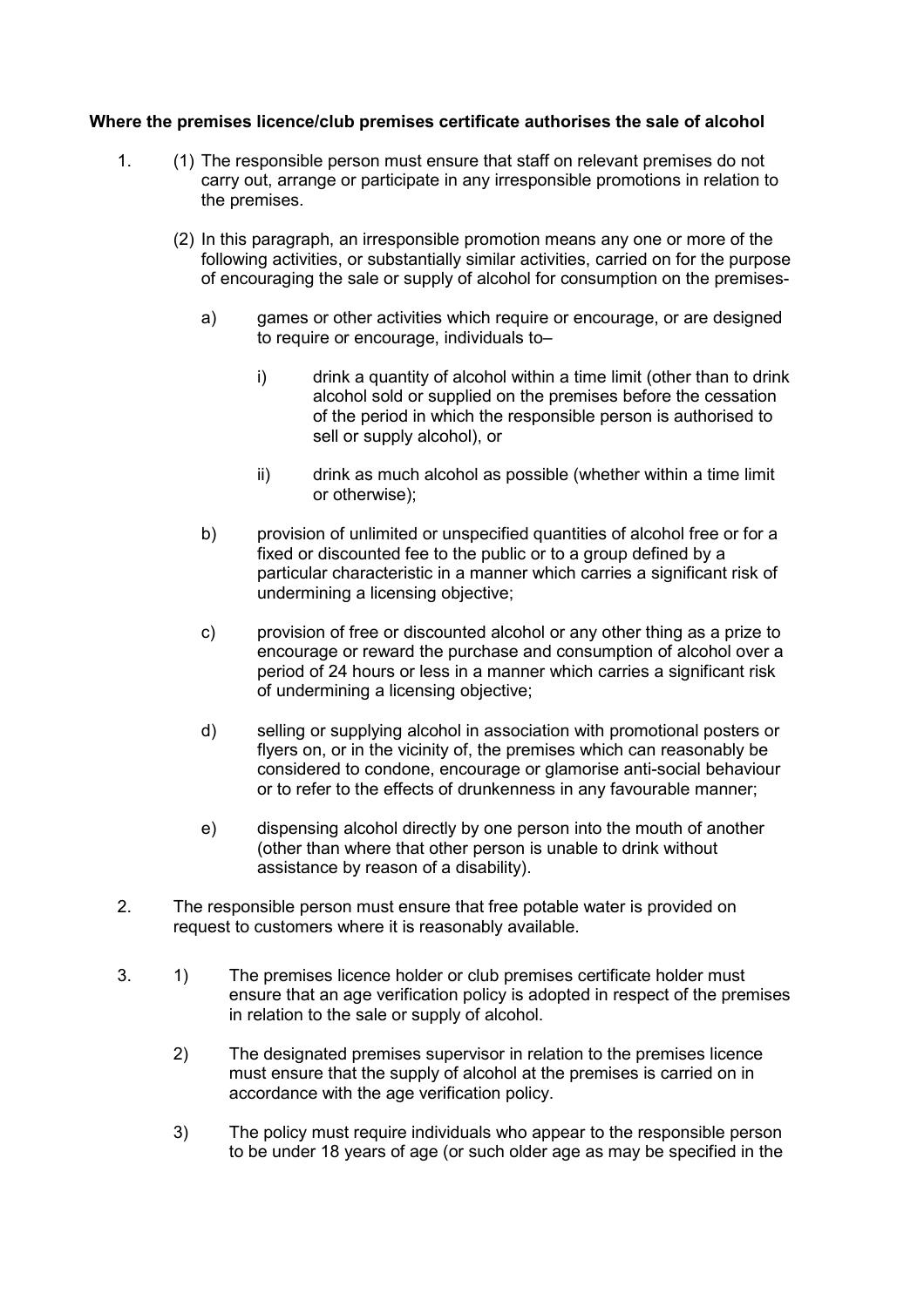**Where the premises licence/club premises certificate authorises the sale of alcohol**

1. (1) The responsible person must ensure that staff on relevant premises do not carry out, arrange or participate in any irresponsible promotions in relation to the premises.

   (2) In this paragraph, an irresponsible promotion means any one or more of the following activities, or substantially similar activities, carried on for the purpose of encouraging the sale or supply of alcohol for consumption on the premises-

   a) games or other activities which require or encourage, or are designed to require or encourage, individuals to–

      i) drink a quantity of alcohol within a time limit (other than to drink alcohol sold or supplied on the premises before the cessation of the period in which the responsible person is authorised to sell or supply alcohol), or

      ii) drink as much alcohol as possible (whether within a time limit or otherwise);

   b) provision of unlimited or unspecified quantities of alcohol free or for a fixed or discounted fee to the public or to a group defined by a particular characteristic in a manner which carries a significant risk of undermining a licensing objective;

   c) provision of free or discounted alcohol or any other thing as a prize to encourage or reward the purchase and consumption of alcohol over a period of 24 hours or less in a manner which carries a significant risk of undermining a licensing objective;

   d) selling or supplying alcohol in association with promotional posters or flyers on, or in the vicinity of, the premises which can reasonably be considered to condone, encourage or glamorise anti-social behaviour or to refer to the effects of drunkenness in any favourable manner;

   e) dispensing alcohol directly by one person into the mouth of another (other than where that other person is unable to drink without assistance by reason of a disability).

2. The responsible person must ensure that free potable water is provided on request to customers where it is reasonably available.

3. 1) The premises licence holder or club premises certificate holder must ensure that an age verification policy is adopted in respect of the premises in relation to the sale or supply of alcohol.

   2) The designated premises supervisor in relation to the premises licence must ensure that the supply of alcohol at the premises is carried on in accordance with the age verification policy.

   3) The policy must require individuals who appear to the responsible person to be under 18 years of age (or such older age as may be specified in the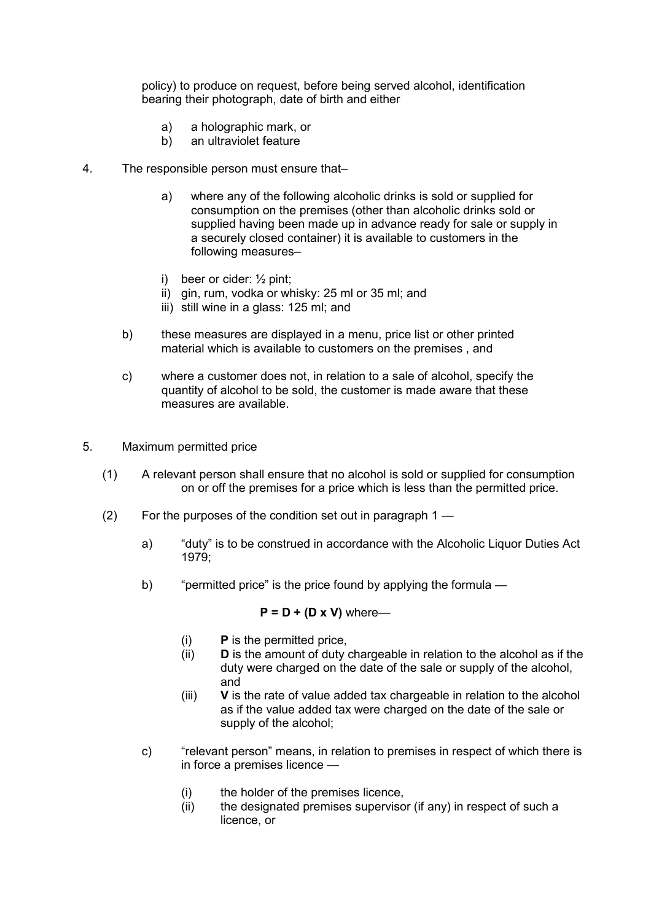policy) to produce on request, before being served alcohol, identification bearing their photograph, date of birth and either

a) a holographic mark, or
b) an ultraviolet feature

4. The responsible person must ensure that–

   a) where any of the following alcoholic drinks is sold or supplied for consumption on the premises (other than alcoholic drinks sold or supplied having been made up in advance ready for sale or supply in a securely closed container) it is available to customers in the following measures–

   i) beer or cider: ½ pint;
   ii) gin, rum, vodka or whisky: 25 ml or 35 ml; and
   iii) still wine in a glass: 125 ml; and

   b) these measures are displayed in a menu, price list or other printed material which is available to customers on the premises , and

   c) where a customer does not, in relation to a sale of alcohol, specify the quantity of alcohol to be sold, the customer is made aware that these measures are available.

5. Maximum permitted price

   (1) A relevant person shall ensure that no alcohol is sold or supplied for consumption on or off the premises for a price which is less than the permitted price.

   (2) For the purposes of the condition set out in paragraph 1 —

   a) "duty" is to be construed in accordance with the Alcoholic Liquor Duties Act 1979;

   b) "permitted price" is the price found by applying the formula —

   **$P = D + (D \times V)$** where—

   (i) **P** is the permitted price,
   (ii) **D** is the amount of duty chargeable in relation to the alcohol as if the duty were charged on the date of the sale or supply of the alcohol, and
   (iii) **V** is the rate of value added tax chargeable in relation to the alcohol as if the value added tax were charged on the date of the sale or supply of the alcohol;

   c) "relevant person" means, in relation to premises in respect of which there is in force a premises licence —

   (i) the holder of the premises licence,
   (ii) the designated premises supervisor (if any) in respect of such a licence, or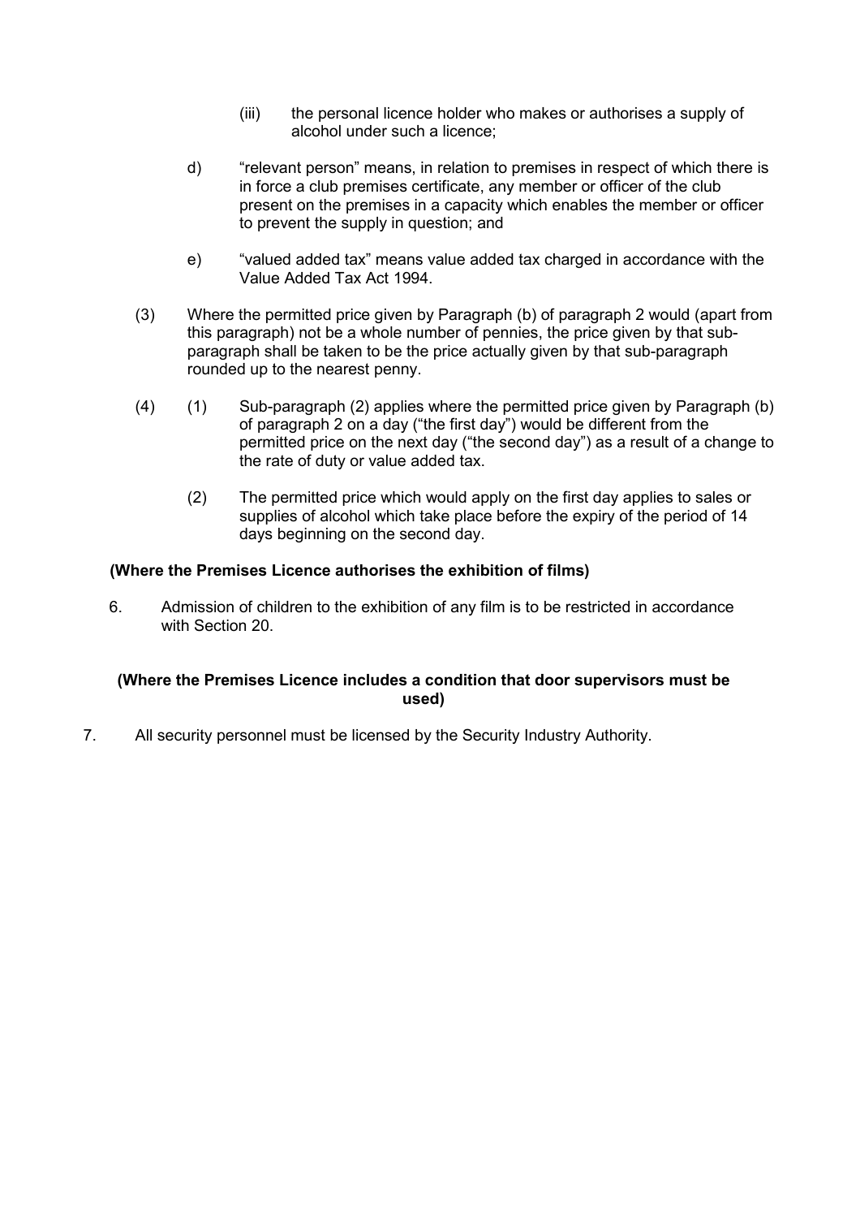(iii) the personal licence holder who makes or authorises a supply of alcohol under such a licence;

d) "relevant person" means, in relation to premises in respect of which there is in force a club premises certificate, any member or officer of the club present on the premises in a capacity which enables the member or officer to prevent the supply in question; and

e) "valued added tax" means value added tax charged in accordance with the Value Added Tax Act 1994.

(3) Where the permitted price given by Paragraph (b) of paragraph 2 would (apart from this paragraph) not be a whole number of pennies, the price given by that sub-paragraph shall be taken to be the price actually given by that sub-paragraph rounded up to the nearest penny.

(4) (1) Sub-paragraph (2) applies where the permitted price given by Paragraph (b) of paragraph 2 on a day ("the first day") would be different from the permitted price on the next day ("the second day") as a result of a change to the rate of duty or value added tax.

(2) The permitted price which would apply on the first day applies to sales or supplies of alcohol which take place before the expiry of the period of 14 days beginning on the second day.

**(Where the Premises Licence authorises the exhibition of films)**

6. Admission of children to the exhibition of any film is to be restricted in accordance with Section 20.

**(Where the Premises Licence includes a condition that door supervisors must be used)**

7. All security personnel must be licensed by the Security Industry Authority.